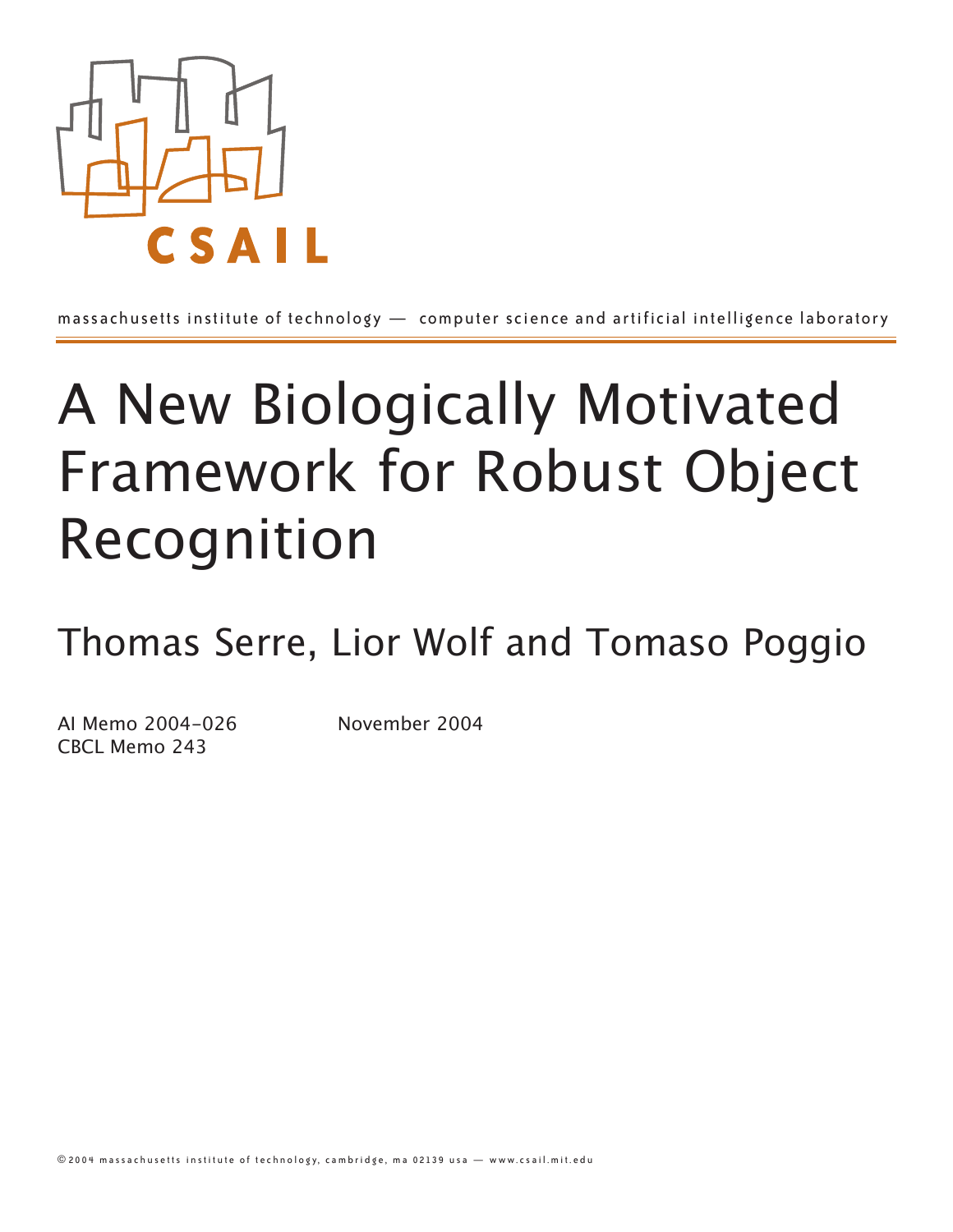CSAIL

massachusetts institute of technology — computer science and artificial intelligence laboratory

# A New Biologically Motivated Framework for Robust Object Recognition

## Thomas Serre, Lior Wolf and Tomaso Poggio

AI Memo 2004-026
CBCL Memo 243

November 2004

© 2004 massachusetts institute of technology, cambridge, ma 02139 usa — www.csail.mit.edu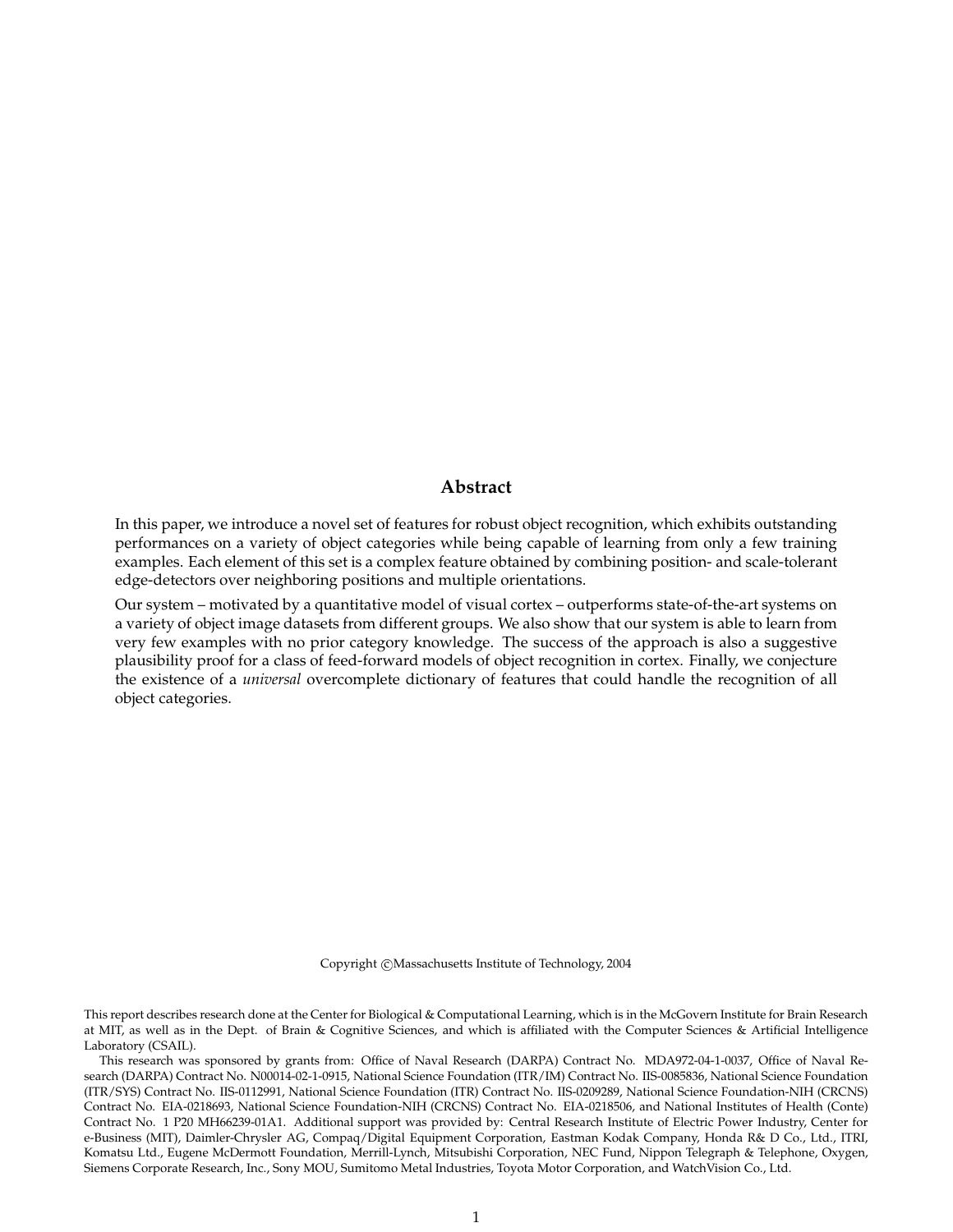## Abstract

In this paper, we introduce a novel set of features for robust object recognition, which exhibits outstanding performances on a variety of object categories while being capable of learning from only a few training examples. Each element of this set is a complex feature obtained by combining position- and scale-tolerant edge-detectors over neighboring positions and multiple orientations.

Our system – motivated by a quantitative model of visual cortex – outperforms state-of-the-art systems on a variety of object image datasets from different groups. We also show that our system is able to learn from very few examples with no prior category knowledge. The success of the approach is also a suggestive plausibility proof for a class of feed-forward models of object recognition in cortex. Finally, we conjecture the existence of a *universal* overcomplete dictionary of features that could handle the recognition of all object categories.

Copyright ©Massachusetts Institute of Technology, 2004

This report describes research done at the Center for Biological & Computational Learning, which is in the McGovern Institute for Brain Research at MIT, as well as in the Dept. of Brain & Cognitive Sciences, and which is affiliated with the Computer Sciences & Artificial Intelligence Laboratory (CSAIL).

This research was sponsored by grants from: Office of Naval Research (DARPA) Contract No. MDA972-04-1-0037, Office of Naval Research (DARPA) Contract No. N00014-02-1-0915, National Science Foundation (ITR/IM) Contract No. IIS-0085836, National Science Foundation (ITR/SYS) Contract No. IIS-0112991, National Science Foundation (ITR) Contract No. IIS-0209289, National Science Foundation-NIH (CRCNS) Contract No. EIA-0218693, National Science Foundation-NIH (CRCNS) Contract No. EIA-0218506, and National Institutes of Health (Conte) Contract No. 1 P20 MH66239-01A1. Additional support was provided by: Central Research Institute of Electric Power Industry, Center for e-Business (MIT), Daimler-Chrysler AG, Compaq/Digital Equipment Corporation, Eastman Kodak Company, Honda R& D Co., Ltd., ITRI, Komatsu Ltd., Eugene McDermott Foundation, Merrill-Lynch, Mitsubishi Corporation, NEC Fund, Nippon Telegraph & Telephone, Oxygen, Siemens Corporate Research, Inc., Sony MOU, Sumitomo Metal Industries, Toyota Motor Corporation, and WatchVision Co., Ltd.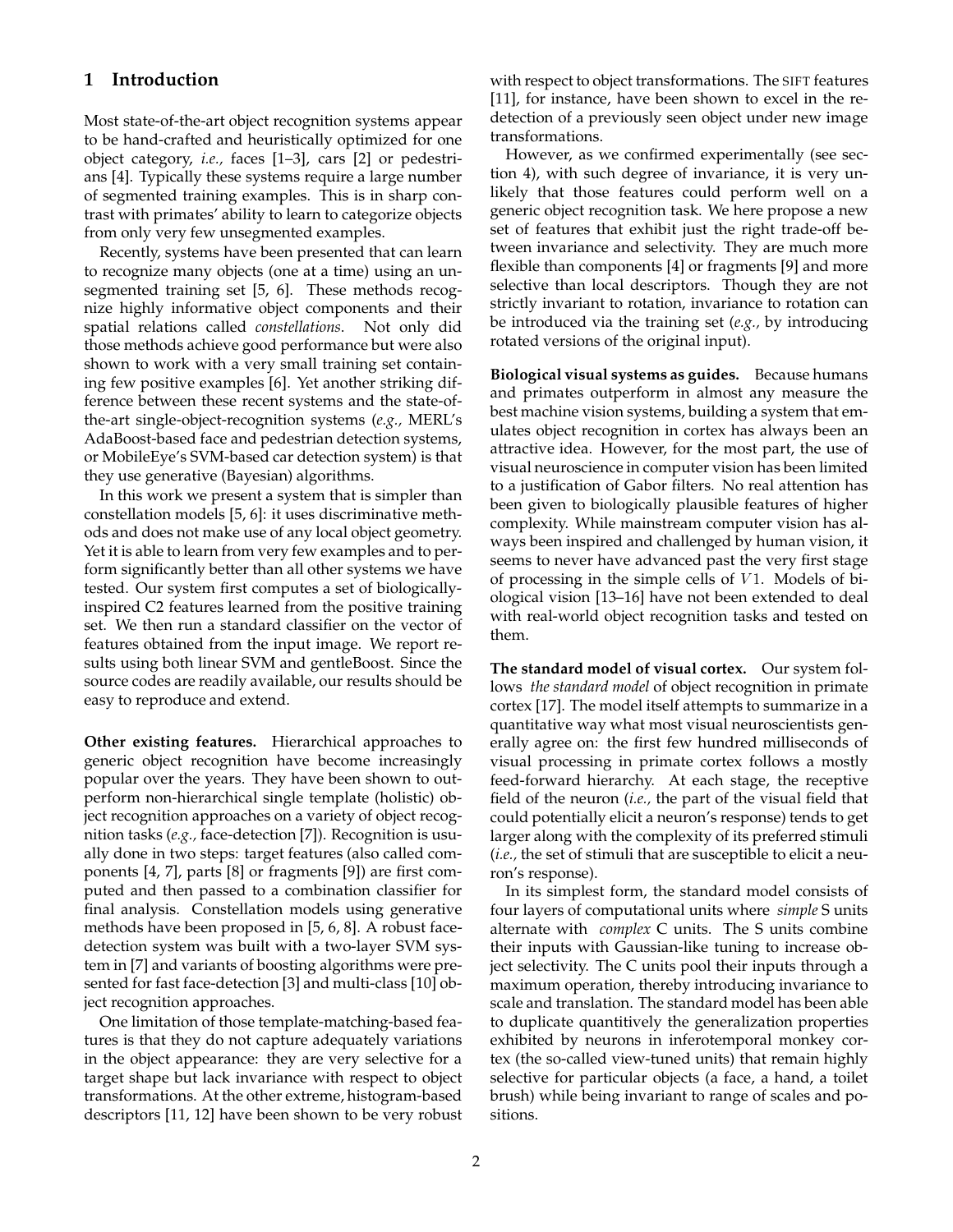## 1 Introduction

Most state-of-the-art object recognition systems appear to be hand-crafted and heuristically optimized for one object category, *i.e.,* faces [1–3], cars [2] or pedestrians [4]. Typically these systems require a large number of segmented training examples. This is in sharp contrast with primates' ability to learn to categorize objects from only very few unsegmented examples.

Recently, systems have been presented that can learn to recognize many objects (one at a time) using an unsegmented training set [5, 6]. These methods recognize highly informative object components and their spatial relations called *constellations*. Not only did those methods achieve good performance but were also shown to work with a very small training set containing few positive examples [6]. Yet another striking difference between these recent systems and the state-of-the-art single-object-recognition systems (*e.g.,* MERL's AdaBoost-based face and pedestrian detection systems, or MobileEye's SVM-based car detection system) is that they use generative (Bayesian) algorithms.

In this work we present a system that is simpler than constellation models [5, 6]: it uses discriminative methods and does not make use of any local object geometry. Yet it is able to learn from very few examples and to perform significantly better than all other systems we have tested. Our system first computes a set of biologically-inspired C2 features learned from the positive training set. We then run a standard classifier on the vector of features obtained from the input image. We report results using both linear SVM and gentleBoost. Since the source codes are readily available, our results should be easy to reproduce and extend.

**Other existing features.** Hierarchical approaches to generic object recognition have become increasingly popular over the years. They have been shown to outperform non-hierarchical single template (holistic) object recognition approaches on a variety of object recognition tasks (*e.g.,* face-detection [7]). Recognition is usually done in two steps: target features (also called components [4, 7], parts [8] or fragments [9]) are first computed and then passed to a combination classifier for final analysis. Constellation models using generative methods have been proposed in [5, 6, 8]. A robust face-detection system was built with a two-layer SVM system in [7] and variants of boosting algorithms were presented for fast face-detection [3] and multi-class [10] object recognition approaches.

One limitation of those template-matching-based features is that they do not capture adequately variations in the object appearance: they are very selective for a target shape but lack invariance with respect to object transformations. At the other extreme, histogram-based descriptors [11, 12] have been shown to be very robust with respect to object transformations. The SIFT features [11], for instance, have been shown to excel in the re-detection of a previously seen object under new image transformations.

However, as we confirmed experimentally (see section 4), with such degree of invariance, it is very unlikely that those features could perform well on a generic object recognition task. We here propose a new set of features that exhibit just the right trade-off between invariance and selectivity. They are much more flexible than components [4] or fragments [9] and more selective than local descriptors. Though they are not strictly invariant to rotation, invariance to rotation can be introduced via the training set (*e.g.,* by introducing rotated versions of the original input).

**Biological visual systems as guides.** Because humans and primates outperform in almost any measure the best machine vision systems, building a system that emulates object recognition in cortex has always been an attractive idea. However, for the most part, the use of visual neuroscience in computer vision has been limited to a justification of Gabor filters. No real attention has been given to biologically plausible features of higher complexity. While mainstream computer vision has always been inspired and challenged by human vision, it seems to never have advanced past the very first stage of processing in the simple cells of $V1$. Models of biological vision [13–16] have not been extended to deal with real-world object recognition tasks and tested on them.

**The standard model of visual cortex.** Our system follows *the standard model* of object recognition in primate cortex [17]. The model itself attempts to summarize in a quantitative way what most visual neuroscientists generally agree on: the first few hundred milliseconds of visual processing in primate cortex follows a mostly feed-forward hierarchy. At each stage, the receptive field of the neuron (*i.e.,* the part of the visual field that could potentially elicit a neuron's response) tends to get larger along with the complexity of its preferred stimuli (*i.e.,* the set of stimuli that are susceptible to elicit a neuron's response).

In its simplest form, the standard model consists of four layers of computational units where *simple* S units alternate with *complex* C units. The S units combine their inputs with Gaussian-like tuning to increase object selectivity. The C units pool their inputs through a maximum operation, thereby introducing invariance to scale and translation. The standard model has been able to duplicate quantitively the generalization properties exhibited by neurons in inferotemporal monkey cortex (the so-called view-tuned units) that remain highly selective for particular objects (a face, a hand, a toilet brush) while being invariant to range of scales and positions.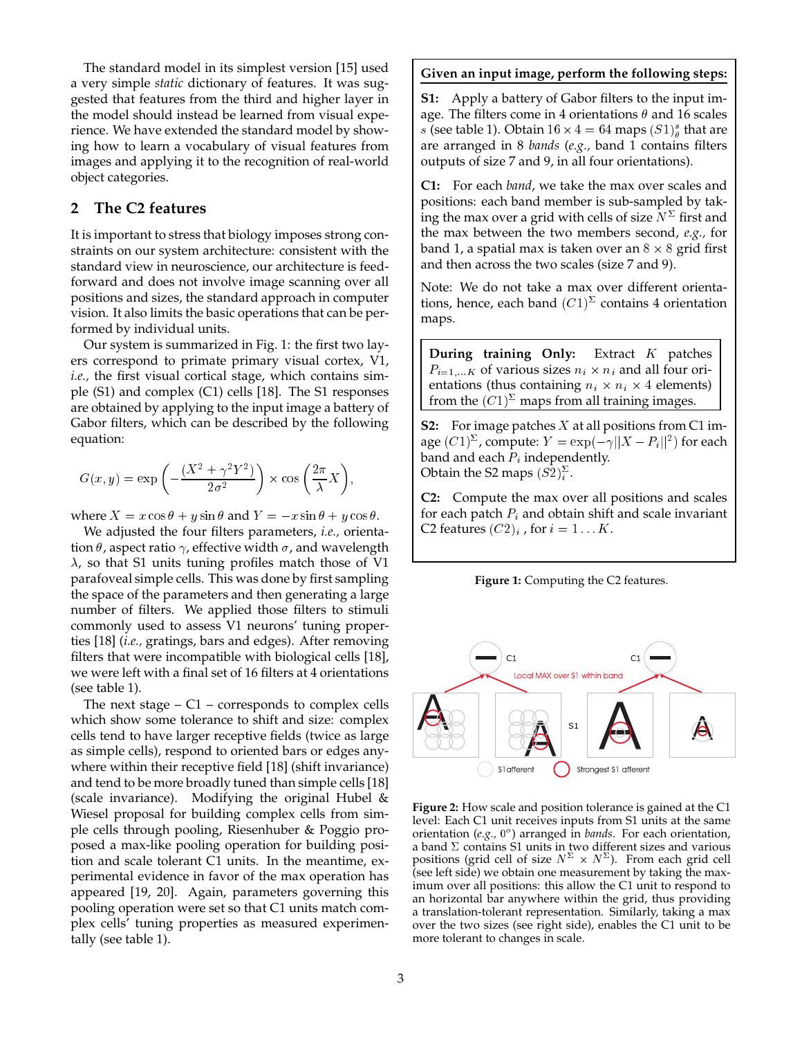The standard model in its simplest version [15] used a very simple *static* dictionary of features. It was suggested that features from the third and higher layer in the model should instead be learned from visual experience. We have extended the standard model by showing how to learn a vocabulary of visual features from images and applying it to the recognition of real-world object categories.

## 2 The C2 features

It is important to stress that biology imposes strong constraints on our system architecture: consistent with the standard view in neuroscience, our architecture is feedforward and does not involve image scanning over all positions and sizes, the standard approach in computer vision. It also limits the basic operations that can be performed by individual units.

Our system is summarized in Fig. 1: the first two layers correspond to primate primary visual cortex, V1, *i.e.,* the first visual cortical stage, which contains simple (S1) and complex (C1) cells [18]. The S1 responses are obtained by applying to the input image a battery of Gabor filters, which can be described by the following equation:

$$G(x, y) = \exp\left(-\frac{(X^2 + \gamma^2 Y^2)}{2\sigma^2}\right) \times \cos\left(\frac{2\pi}{\lambda}X\right),$$

where $X = x\cos\theta + y\sin\theta$ and $Y = -x\sin\theta + y\cos\theta$.

We adjusted the four filters parameters, *i.e.,* orientation $\theta$, aspect ratio $\gamma$, effective width $\sigma$, and wavelength $\lambda$, so that S1 units tuning profiles match those of V1 parafoveal simple cells. This was done by first sampling the space of the parameters and then generating a large number of filters. We applied those filters to stimuli commonly used to assess V1 neurons' tuning properties [18] (*i.e.,* gratings, bars and edges). After removing filters that were incompatible with biological cells [18], we were left with a final set of 16 filters at 4 orientations (see table 1).

The next stage – C1 – corresponds to complex cells which show some tolerance to shift and size: complex cells tend to have larger receptive fields (twice as large as simple cells), respond to oriented bars or edges anywhere within their receptive field [18] (shift invariance) and tend to be more broadly tuned than simple cells [18] (scale invariance). Modifying the original Hubel & Wiesel proposal for building complex cells from simple cells through pooling, Riesenhuber & Poggio proposed a max-like pooling operation for building position and scale tolerant C1 units. In the meantime, experimental evidence in favor of the max operation has appeared [19, 20]. Again, parameters governing this pooling operation were set so that C1 units match complex cells' tuning properties as measured experimentally (see table 1).

---

**Given an input image, perform the following steps:**

**S1:** Apply a battery of Gabor filters to the input image. The filters come in 4 orientations $\theta$ and 16 scales $s$ (see table 1). Obtain $16 \times 4 = 64$ maps $(S1)^s_\theta$ that are arranged in 8 *bands* (*e.g.,* band 1 contains filters outputs of size 7 and 9, in all four orientations).

**C1:** For each *band*, we take the max over scales and positions: each band member is sub-sampled by taking the max over a grid with cells of size $N^\Sigma$ first and the max between the two members second, *e.g.,* for band 1, a spatial max is taken over an $8 \times 8$ grid first and then across the two scales (size 7 and 9).

Note: We do not take a max over different orientations, hence, each band $(C1)^\Sigma$ contains 4 orientation maps.

> **During training Only:** Extract $K$ patches $P_{i=1,...K}$ of various sizes $n_i \times n_i$ and all four orientations (thus containing $n_i \times n_i \times 4$ elements) from the $(C1)^\Sigma$ maps from all training images.

**S2:** For image patches $X$ at all positions from C1 image $(C1)^\Sigma$, compute: $Y = \exp(-\gamma||X - P_i||^2)$ for each band and each $P_i$ independently.
Obtain the S2 maps $(S2)^\Sigma_i$.

**C2:** Compute the max over all positions and scales for each patch $P_i$ and obtain shift and scale invariant C2 features $(C2)_i$, for $i = 1 \ldots K$.

---

**Figure 1:** Computing the C2 features.

**Figure 2:** How scale and position tolerance is gained at the C1 level: Each C1 unit receives inputs from S1 units at the same orientation (*e.g.,* $0^o$) arranged in *bands.* For each orientation, a band $\Sigma$ contains S1 units in two different sizes and various positions (grid cell of size $N^\Sigma \times N^\Sigma$). From each grid cell (see left side) we obtain one measurement by taking the maximum over all positions: this allow the C1 unit to respond to an horizontal bar anywhere within the grid, thus providing a translation-tolerant representation. Similarly, taking a max over the two sizes (see right side), enables the C1 unit to be more tolerant to changes in scale.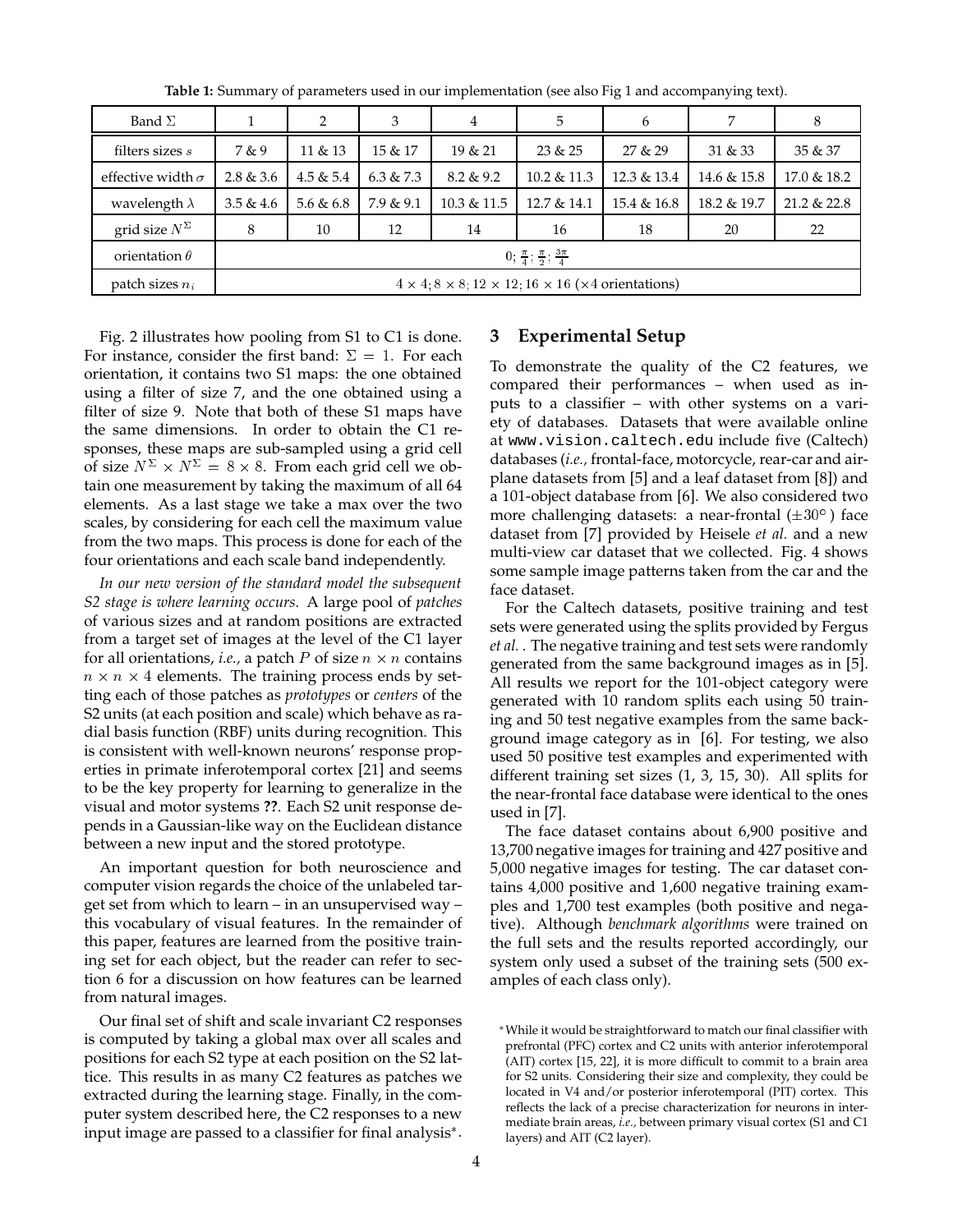**Table 1:** Summary of parameters used in our implementation (see also Fig 1 and accompanying text).

| Band $\Sigma$ | 1 | 2 | 3 | 4 | 5 | 6 | 7 | 8 |
|---|---|---|---|---|---|---|---|---|
| filters sizes $s$ | 7 & 9 | 11 & 13 | 15 & 17 | 19 & 21 | 23 & 25 | 27 & 29 | 31 & 33 | 35 & 37 |
| effective width $\sigma$ | 2.8 & 3.6 | 4.5 & 5.4 | 6.3 & 7.3 | 8.2 & 9.2 | 10.2 & 11.3 | 12.3 & 13.4 | 14.6 & 15.8 | 17.0 & 18.2 |
| wavelength $\lambda$ | 3.5 & 4.6 | 5.6 & 6.8 | 7.9 & 9.1 | 10.3 & 11.5 | 12.7 & 14.1 | 15.4 & 16.8 | 18.2 & 19.7 | 21.2 & 22.8 |
| grid size $N^{\Sigma}$ | 8 | 10 | 12 | 14 | 16 | 18 | 20 | 22 |
| orientation $\theta$ | $0; \frac{\pi}{4}; \frac{\pi}{2}; \frac{3\pi}{4}$ | | | | | | | |
| patch sizes $n_i$ | $4 \times 4; 8 \times 8; 12 \times 12; 16 \times 16$ ($\times 4$ orientations) | | | | | | | |

Fig. 2 illustrates how pooling from S1 to C1 is done. For instance, consider the first band: $\Sigma = 1$. For each orientation, it contains two S1 maps: the one obtained using a filter of size 7, and the one obtained using a filter of size 9. Note that both of these S1 maps have the same dimensions. In order to obtain the C1 responses, these maps are sub-sampled using a grid cell of size $N^{\Sigma} \times N^{\Sigma} = 8 \times 8$. From each grid cell we obtain one measurement by taking the maximum of all 64 elements. As a last stage we take a max over the two scales, by considering for each cell the maximum value from the two maps. This process is done for each of the four orientations and each scale band independently.

*In our new version of the standard model the subsequent S2 stage is where learning occurs.* A large pool of *patches* of various sizes and at random positions are extracted from a target set of images at the level of the C1 layer for all orientations, *i.e.,* a patch $P$ of size $n \times n$ contains $n \times n \times 4$ elements. The training process ends by setting each of those patches as *prototypes* or *centers* of the S2 units (at each position and scale) which behave as radial basis function (RBF) units during recognition. This is consistent with well-known neurons' response properties in primate inferotemporal cortex [21] and seems to be the key property for learning to generalize in the visual and motor systems **??**. Each S2 unit response depends in a Gaussian-like way on the Euclidean distance between a new input and the stored prototype.

An important question for both neuroscience and computer vision regards the choice of the unlabeled target set from which to learn – in an unsupervised way – this vocabulary of visual features. In the remainder of this paper, features are learned from the positive training set for each object, but the reader can refer to section 6 for a discussion on how features can be learned from natural images.

Our final set of shift and scale invariant C2 responses is computed by taking a global max over all scales and positions for each S2 type at each position on the S2 lattice. This results in as many C2 features as patches we extracted during the learning stage. Finally, in the computer system described here, the C2 responses to a new input image are passed to a classifier for final analysis*.

## 3 Experimental Setup

To demonstrate the quality of the C2 features, we compared their performances – when used as inputs to a classifier – with other systems on a variety of databases. Datasets that were available online at www.vision.caltech.edu include five (Caltech) databases (*i.e.,* frontal-face, motorcycle, rear-car and airplane datasets from [5] and a leaf dataset from [8]) and a 101-object database from [6]. We also considered two more challenging datasets: a near-frontal ($\pm 30°$) face dataset from [7] provided by Heisele *et al.* and a new multi-view car dataset that we collected. Fig. 4 shows some sample image patterns taken from the car and the face dataset.

For the Caltech datasets, positive training and test sets were generated using the splits provided by Fergus *et al.* . The negative training and test sets were randomly generated from the same background images as in [5]. All results we report for the 101-object category were generated with 10 random splits each using 50 training and 50 test negative examples from the same background image category as in [6]. For testing, we also used 50 positive test examples and experimented with different training set sizes (1, 3, 15, 30). All splits for the near-frontal face database were identical to the ones used in [7].

The face dataset contains about 6,900 positive and 13,700 negative images for training and 427 positive and 5,000 negative images for testing. The car dataset contains 4,000 positive and 1,600 negative training examples and 1,700 test examples (both positive and negative). Although *benchmark algorithms* were trained on the full sets and the results reported accordingly, our system only used a subset of the training sets (500 examples of each class only).

*While it would be straightforward to match our final classifier with prefrontal (PFC) cortex and C2 units with anterior inferotemporal (AIT) cortex [15, 22], it is more difficult to commit to a brain area for S2 units. Considering their size and complexity, they could be located in V4 and/or posterior inferotemporal (PIT) cortex. This reflects the lack of a precise characterization for neurons in intermediate brain areas, *i.e.,* between primary visual cortex (S1 and C1 layers) and AIT (C2 layer).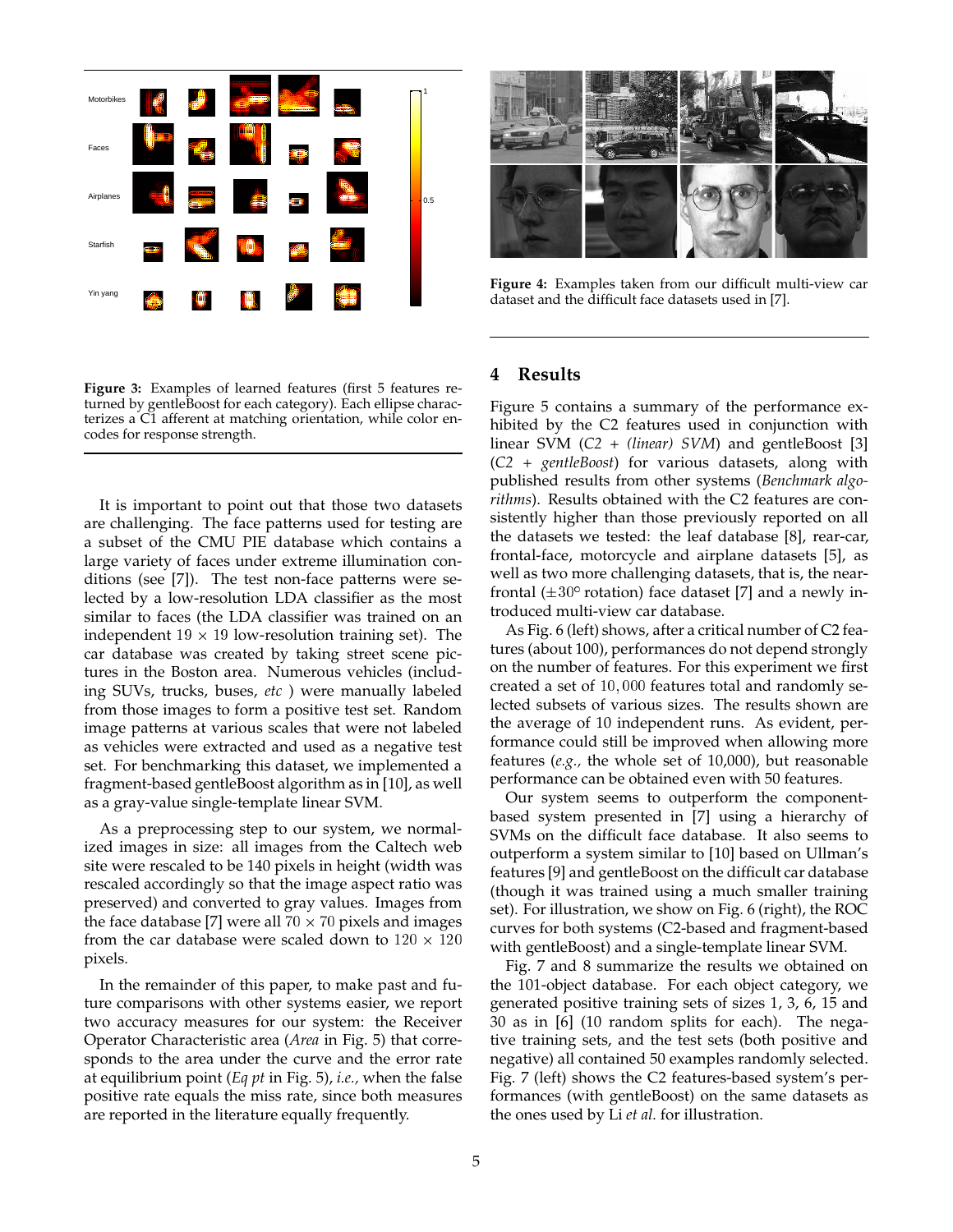Figure 3: Examples of learned features (first 5 features returned by gentleBoost for each category). Each ellipse characterizes a C1 afferent at matching orientation, while color encodes for response strength.

It is important to point out that those two datasets are challenging. The face patterns used for testing are a subset of the CMU PIE database which contains a large variety of faces under extreme illumination conditions (see [7]). The test non-face patterns were selected by a low-resolution LDA classifier as the most similar to faces (the LDA classifier was trained on an independent $19 \times 19$ low-resolution training set). The car database was created by taking street scene pictures in the Boston area. Numerous vehicles (including SUVs, trucks, buses, *etc* ) were manually labeled from those images to form a positive test set. Random image patterns at various scales that were not labeled as vehicles were extracted and used as a negative test set. For benchmarking this dataset, we implemented a fragment-based gentleBoost algorithm as in [10], as well as a gray-value single-template linear SVM.

As a preprocessing step to our system, we normalized images in size: all images from the Caltech web site were rescaled to be 140 pixels in height (width was rescaled accordingly so that the image aspect ratio was preserved) and converted to gray values. Images from the face database [7] were all $70 \times 70$ pixels and images from the car database were scaled down to $120 \times 120$ pixels.

In the remainder of this paper, to make past and future comparisons with other systems easier, we report two accuracy measures for our system: the Receiver Operator Characteristic area (*Area* in Fig. 5) that corresponds to the area under the curve and the error rate at equilibrium point (*Eq pt* in Fig. 5), *i.e.,* when the false positive rate equals the miss rate, since both measures are reported in the literature equally frequently.

Figure 4: Examples taken from our difficult multi-view car dataset and the difficult face datasets used in [7].

## 4 Results

Figure 5 contains a summary of the performance exhibited by the C2 features used in conjunction with linear SVM (*C2 + (linear) SVM*) and gentleBoost [3] (*C2 + gentleBoost*) for various datasets, along with published results from other systems (*Benchmark algorithms*). Results obtained with the C2 features are consistently higher than those previously reported on all the datasets we tested: the leaf database [8], rear-car, frontal-face, motorcycle and airplane datasets [5], as well as two more challenging datasets, that is, the near-frontal ($\pm 30°$ rotation) face dataset [7] and a newly introduced multi-view car database.

As Fig. 6 (left) shows, after a critical number of C2 features (about 100), performances do not depend strongly on the number of features. For this experiment we first created a set of $10,000$ features total and randomly selected subsets of various sizes. The results shown are the average of 10 independent runs. As evident, performance could still be improved when allowing more features (*e.g.,* the whole set of 10,000), but reasonable performance can be obtained even with 50 features.

Our system seems to outperform the component-based system presented in [7] using a hierarchy of SVMs on the difficult face database. It also seems to outperform a system similar to [10] based on Ullman's features [9] and gentleBoost on the difficult car database (though it was trained using a much smaller training set). For illustration, we show on Fig. 6 (right), the ROC curves for both systems (C2-based and fragment-based with gentleBoost) and a single-template linear SVM.

Fig. 7 and 8 summarize the results we obtained on the 101-object database. For each object category, we generated positive training sets of sizes 1, 3, 6, 15 and 30 as in [6] (10 random splits for each). The negative training sets, and the test sets (both positive and negative) all contained 50 examples randomly selected. Fig. 7 (left) shows the C2 features-based system's performances (with gentleBoost) on the same datasets as the ones used by Li *et al.* for illustration.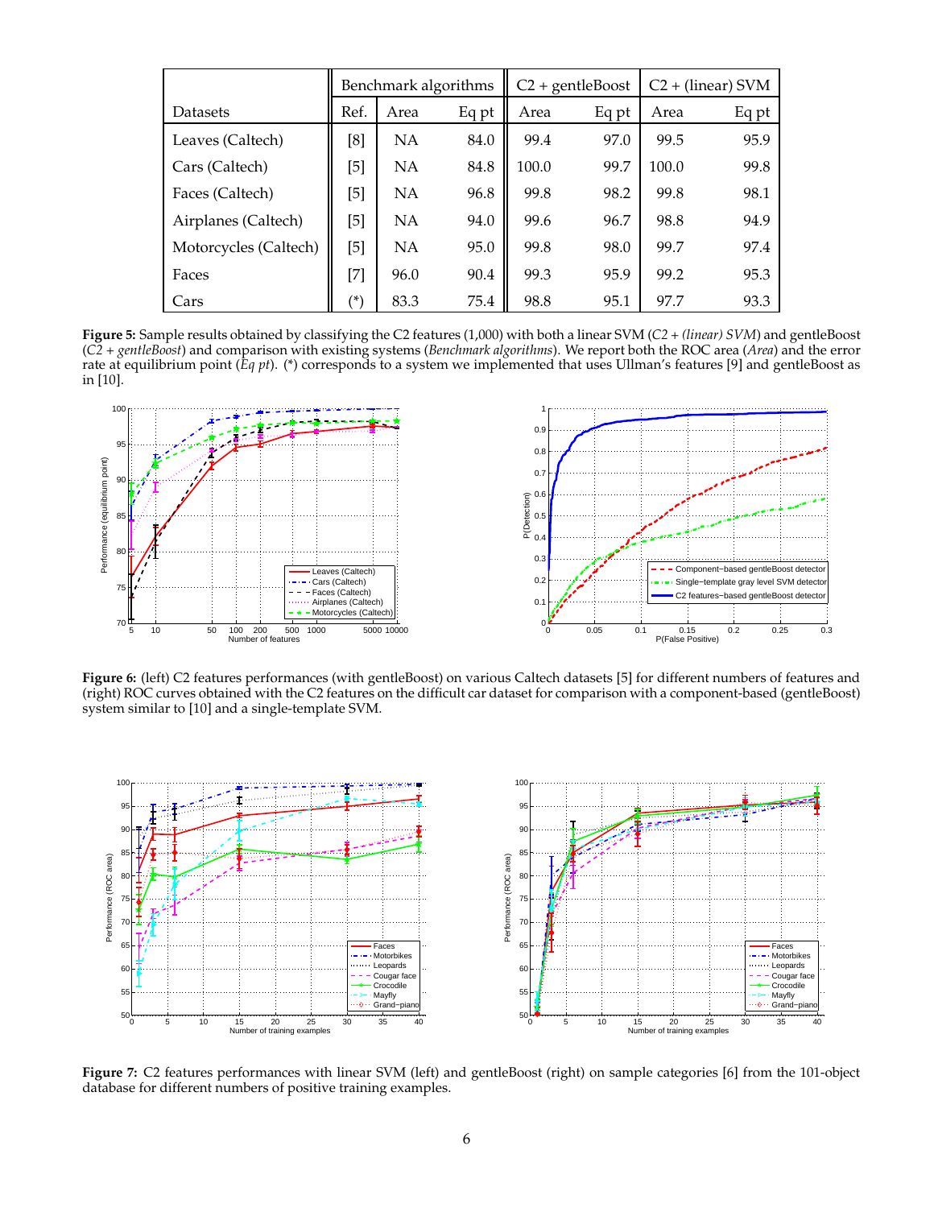| Datasets | Benchmark algorithms | | | C2 + gentleBoost | | C2 + (linear) SVM | |
|---|---|---|---|---|---|---|---|
| | Ref. | Area | Eq pt | Area | Eq pt | Area | Eq pt |
| Leaves (Caltech) | [8] | NA | 84.0 | 99.4 | 97.0 | 99.5 | 95.9 |
| Cars (Caltech) | [5] | NA | 84.8 | 100.0 | 99.7 | 100.0 | 99.8 |
| Faces (Caltech) | [5] | NA | 96.8 | 99.8 | 98.2 | 99.8 | 98.1 |
| Airplanes (Caltech) | [5] | NA | 94.0 | 99.6 | 96.7 | 98.8 | 94.9 |
| Motorcycles (Caltech) | [5] | NA | 95.0 | 99.8 | 98.0 | 99.7 | 97.4 |
| Faces | [7] | 96.0 | 90.4 | 99.3 | 95.9 | 99.2 | 95.3 |
| Cars | (*) | 83.3 | 75.4 | 98.8 | 95.1 | 97.7 | 93.3 |

**Figure 5:** Sample results obtained by classifying the C2 features (1,000) with both a linear SVM (*C2 + (linear) SVM*) and gentleBoost (*C2 + gentleBoost*) and comparison with existing systems (*Benchmark algorithms*). We report both the ROC area (*Area*) and the error rate at equilibrium point (*Eq pt*). (*) corresponds to a system we implemented that uses Ullman's features [9] and gentleBoost as in [10].

**Figure 6:** (left) C2 features performances (with gentleBoost) on various Caltech datasets [5] for different numbers of features and (right) ROC curves obtained with the C2 features on the difficult car dataset for comparison with a component-based (gentleBoost) system similar to [10] and a single-template SVM.

**Figure 7:** C2 features performances with linear SVM (left) and gentleBoost (right) on sample categories [6] from the 101-object database for different numbers of positive training examples.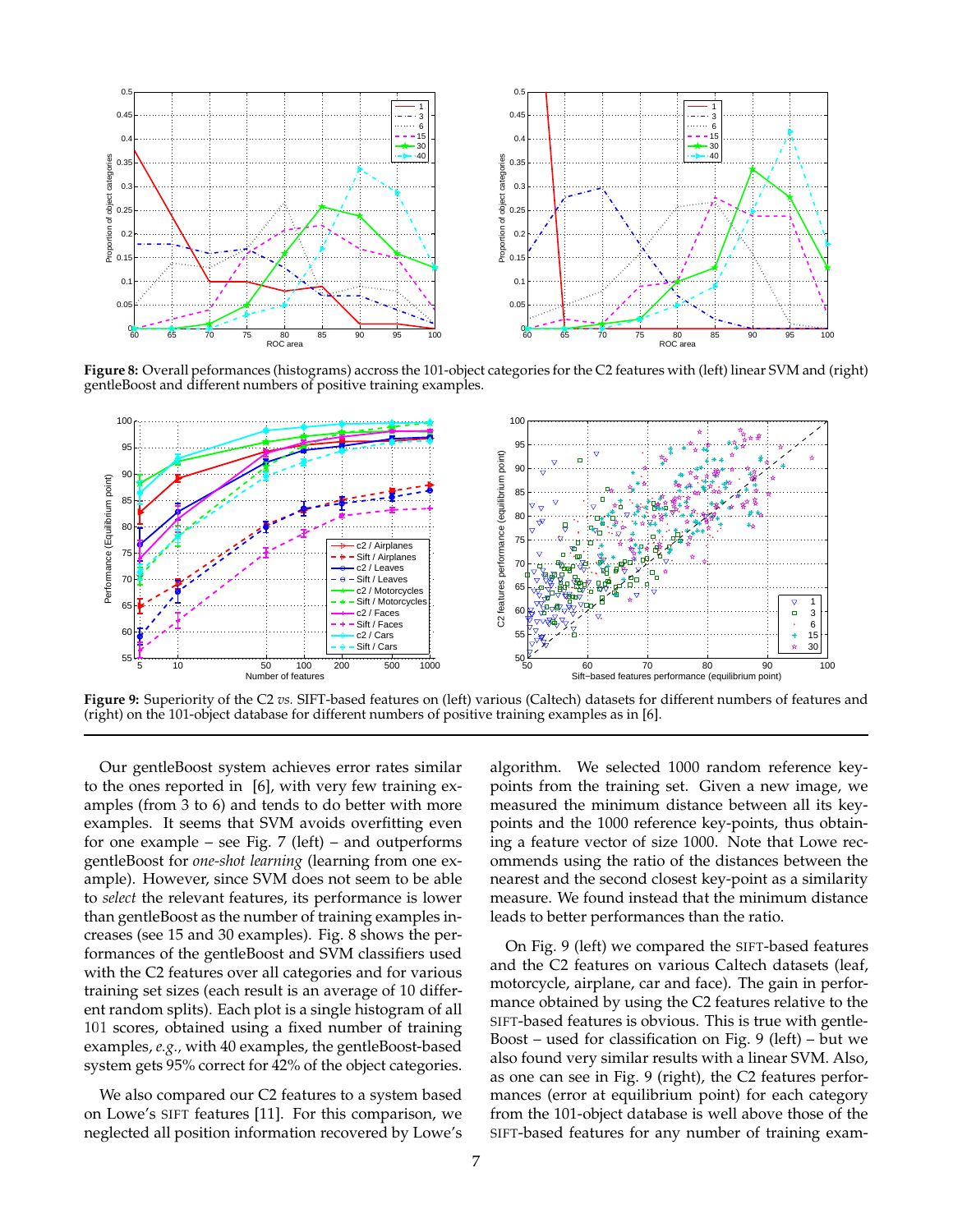**Figure 8:** Overall peformances (histograms) accross the 101-object categories for the C2 features with (left) linear SVM and (right) gentleBoost and different numbers of positive training examples.

**Figure 9:** Superiority of the C2 *vs.* SIFT-based features on (left) various (Caltech) datasets for different numbers of features and (right) on the 101-object database for different numbers of positive training examples as in [6].

Our gentleBoost system achieves error rates similar to the ones reported in [6], with very few training examples (from 3 to 6) and tends to do better with more examples. It seems that SVM avoids overfitting even for one example – see Fig. 7 (left) – and outperforms gentleBoost for *one-shot learning* (learning from one example). However, since SVM does not seem to be able to *select* the relevant features, its performance is lower than gentleBoost as the number of training examples increases (see 15 and 30 examples). Fig. 8 shows the performances of the gentleBoost and SVM classifiers used with the C2 features over all categories and for various training set sizes (each result is an average of 10 different random splits). Each plot is a single histogram of all 101 scores, obtained using a fixed number of training examples, *e.g.,* with 40 examples, the gentleBoost-based system gets 95% correct for 42% of the object categories.

We also compared our C2 features to a system based on Lowe's SIFT features [11]. For this comparison, we neglected all position information recovered by Lowe's algorithm. We selected 1000 random reference key-points from the training set. Given a new image, we measured the minimum distance between all its key-points and the 1000 reference key-points, thus obtaining a feature vector of size 1000. Note that Lowe recommends using the ratio of the distances between the nearest and the second closest key-point as a similarity measure. We found instead that the minimum distance leads to better performances than the ratio.

On Fig. 9 (left) we compared the SIFT-based features and the C2 features on various Caltech datasets (leaf, motorcycle, airplane, car and face). The gain in performance obtained by using the C2 features relative to the SIFT-based features is obvious. This is true with gentleBoost – used for classification on Fig. 9 (left) – but we also found very similar results with a linear SVM. Also, as one can see in Fig. 9 (right), the C2 features performances (error at equilibrium point) for each category from the 101-object database is well above those of the SIFT-based features for any number of training exam-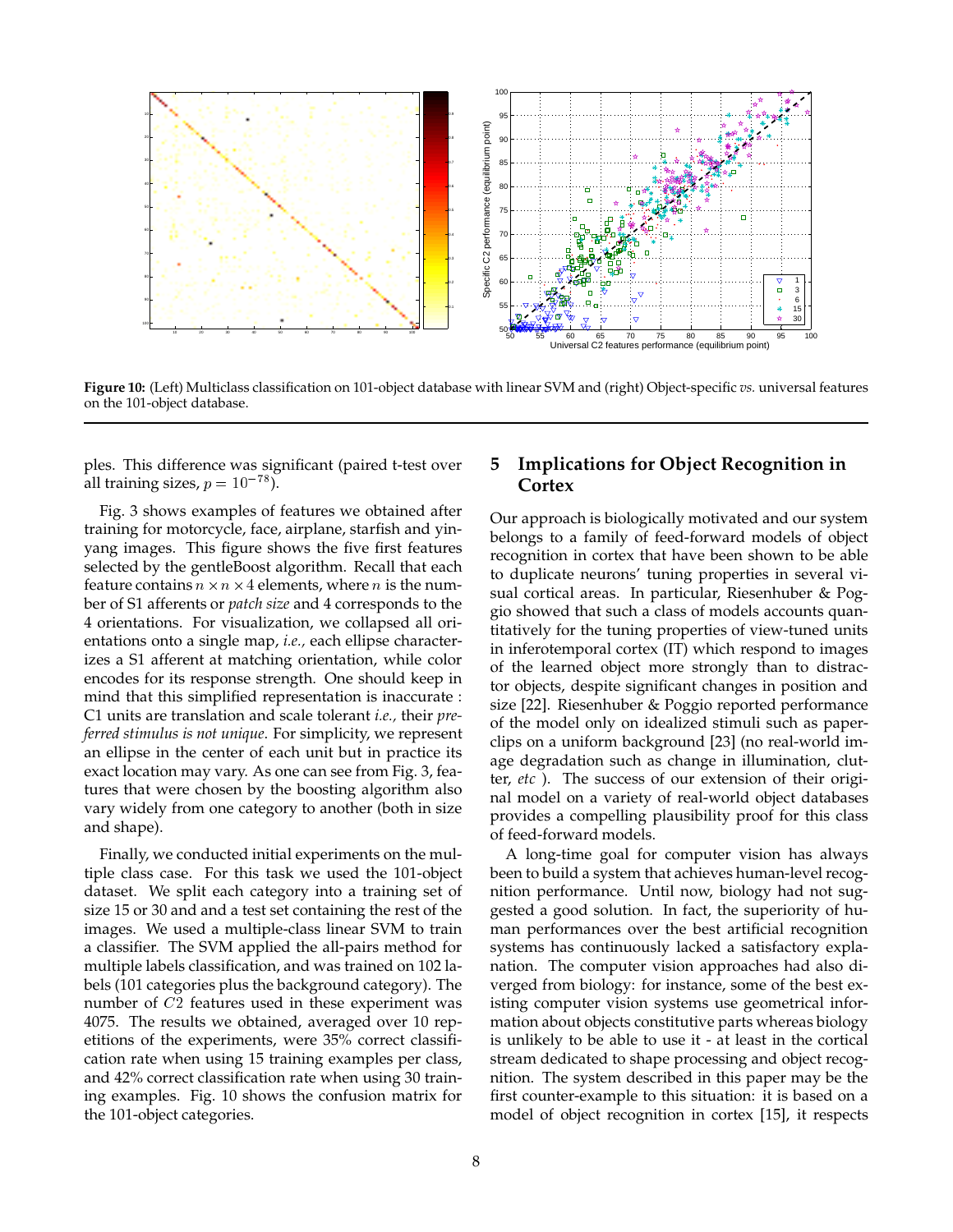**Figure 10:** (Left) Multiclass classification on 101-object database with linear SVM and (right) Object-specific *vs.* universal features on the 101-object database.

ples. This difference was significant (paired t-test over all training sizes, $p = 10^{-78}$).

Fig. 3 shows examples of features we obtained after training for motorcycle, face, airplane, starfish and yin-yang images. This figure shows the five first features selected by the gentleBoost algorithm. Recall that each feature contains $n \times n \times 4$ elements, where $n$ is the number of S1 afferents or *patch size* and 4 corresponds to the 4 orientations. For visualization, we collapsed all orientations onto a single map, *i.e.,* each ellipse characterizes a S1 afferent at matching orientation, while color encodes for its response strength. One should keep in mind that this simplified representation is inaccurate : C1 units are translation and scale tolerant *i.e.,* their *preferred stimulus is not unique*. For simplicity, we represent an ellipse in the center of each unit but in practice its exact location may vary. As one can see from Fig. 3, features that were chosen by the boosting algorithm also vary widely from one category to another (both in size and shape).

Finally, we conducted initial experiments on the multiple class case. For this task we used the 101-object dataset. We split each category into a training set of size 15 or 30 and and a test set containing the rest of the images. We used a multiple-class linear SVM to train a classifier. The SVM applied the all-pairs method for multiple labels classification, and was trained on 102 labels (101 categories plus the background category). The number of $C2$ features used in these experiment was 4075. The results we obtained, averaged over 10 repetitions of the experiments, were 35% correct classification rate when using 15 training examples per class, and 42% correct classification rate when using 30 training examples. Fig. 10 shows the confusion matrix for the 101-object categories.

## 5 Implications for Object Recognition in Cortex

Our approach is biologically motivated and our system belongs to a family of feed-forward models of object recognition in cortex that have been shown to be able to duplicate neurons' tuning properties in several visual cortical areas. In particular, Riesenhuber & Poggio showed that such a class of models accounts quantitatively for the tuning properties of view-tuned units in inferotemporal cortex (IT) which respond to images of the learned object more strongly than to distractor objects, despite significant changes in position and size [22]. Riesenhuber & Poggio reported performance of the model only on idealized stimuli such as paperclips on a uniform background [23] (no real-world image degradation such as change in illumination, clutter, *etc* ). The success of our extension of their original model on a variety of real-world object databases provides a compelling plausibility proof for this class of feed-forward models.

A long-time goal for computer vision has always been to build a system that achieves human-level recognition performance. Until now, biology had not suggested a good solution. In fact, the superiority of human performances over the best artificial recognition systems has continuously lacked a satisfactory explanation. The computer vision approaches had also diverged from biology: for instance, some of the best existing computer vision systems use geometrical information about objects constitutive parts whereas biology is unlikely to be able to use it - at least in the cortical stream dedicated to shape processing and object recognition. The system described in this paper may be the first counter-example to this situation: it is based on a model of object recognition in cortex [15], it respects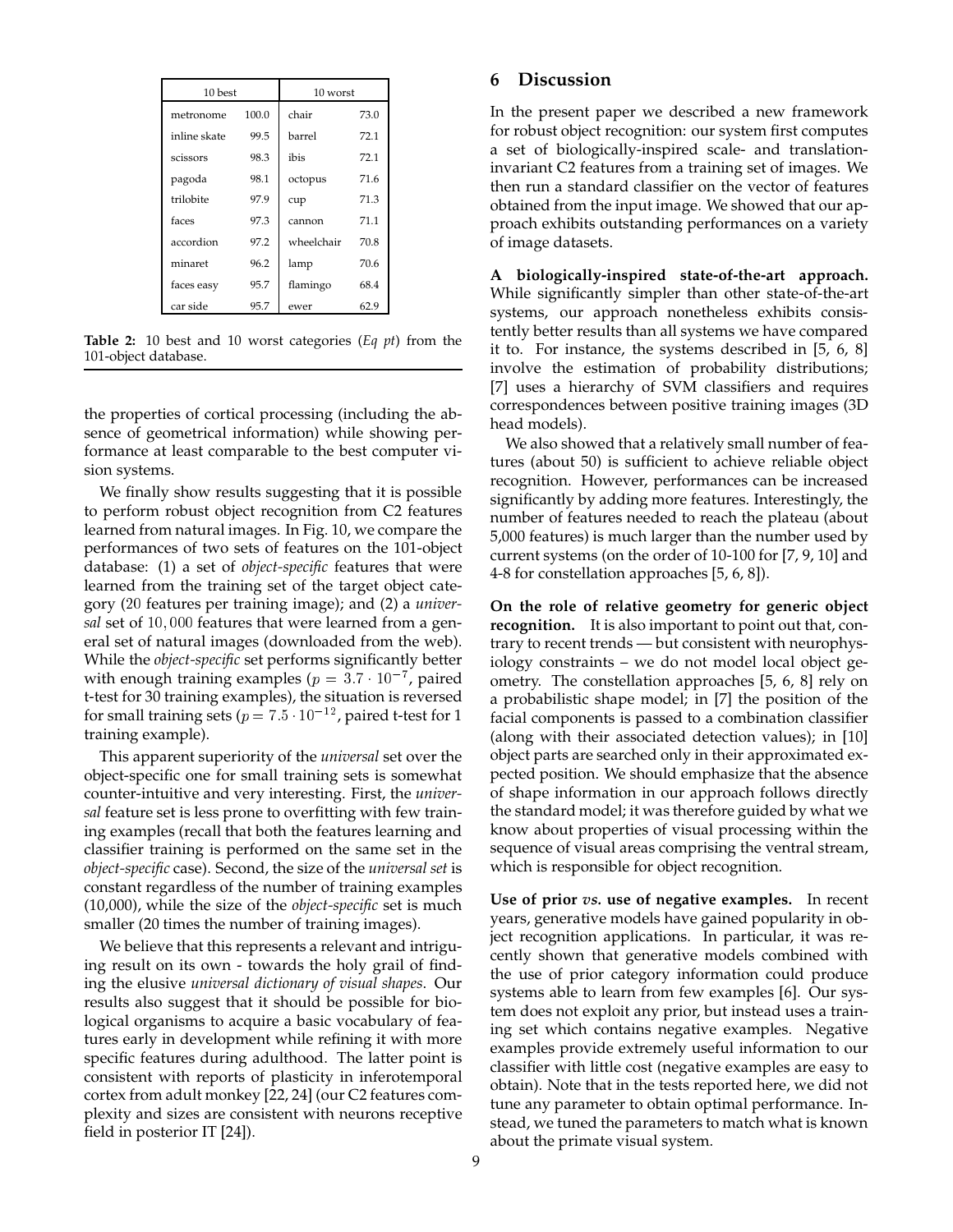| 10 best | | 10 worst | |
|---|---|---|---|
| metronome | 100.0 | chair | 73.0 |
| inline skate | 99.5 | barrel | 72.1 |
| scissors | 98.3 | ibis | 72.1 |
| pagoda | 98.1 | octopus | 71.6 |
| trilobite | 97.9 | cup | 71.3 |
| faces | 97.3 | cannon | 71.1 |
| accordion | 97.2 | wheelchair | 70.8 |
| minaret | 96.2 | lamp | 70.6 |
| faces easy | 95.7 | flamingo | 68.4 |
| car side | 95.7 | ewer | 62.9 |

**Table 2:** 10 best and 10 worst categories (*Eq pt*) from the 101-object database.

the properties of cortical processing (including the absence of geometrical information) while showing performance at least comparable to the best computer vision systems.

We finally show results suggesting that it is possible to perform robust object recognition from C2 features learned from natural images. In Fig. 10, we compare the performances of two sets of features on the 101-object database: (1) a set of *object-specific* features that were learned from the training set of the target object category (20 features per training image); and (2) a *universal* set of 10,000 features that were learned from a general set of natural images (downloaded from the web). While the *object-specific* set performs significantly better with enough training examples ($p = 3.7 \cdot 10^{-7}$, paired t-test for 30 training examples), the situation is reversed for small training sets ($p = 7.5 \cdot 10^{-12}$, paired t-test for 1 training example).

This apparent superiority of the *universal* set over the object-specific one for small training sets is somewhat counter-intuitive and very interesting. First, the *universal* feature set is less prone to overfitting with few training examples (recall that both the features learning and classifier training is performed on the same set in the *object-specific* case). Second, the size of the *universal set* is constant regardless of the number of training examples (10,000), while the size of the *object-specific* set is much smaller (20 times the number of training images).

We believe that this represents a relevant and intriguing result on its own - towards the holy grail of finding the elusive *universal dictionary of visual shapes*. Our results also suggest that it should be possible for biological organisms to acquire a basic vocabulary of features early in development while refining it with more specific features during adulthood. The latter point is consistent with reports of plasticity in inferotemporal cortex from adult monkey [22, 24] (our C2 features complexity and sizes are consistent with neurons receptive field in posterior IT [24]).

## 6 Discussion

In the present paper we described a new framework for robust object recognition: our system first computes a set of biologically-inspired scale- and translation-invariant C2 features from a training set of images. We then run a standard classifier on the vector of features obtained from the input image. We showed that our approach exhibits outstanding performances on a variety of image datasets.

**A biologically-inspired state-of-the-art approach.** While significantly simpler than other state-of-the-art systems, our approach nonetheless exhibits consistently better results than all systems we have compared it to. For instance, the systems described in [5, 6, 8] involve the estimation of probability distributions; [7] uses a hierarchy of SVM classifiers and requires correspondences between positive training images (3D head models).

We also showed that a relatively small number of features (about 50) is sufficient to achieve reliable object recognition. However, performances can be increased significantly by adding more features. Interestingly, the number of features needed to reach the plateau (about 5,000 features) is much larger than the number used by current systems (on the order of 10-100 for [7, 9, 10] and 4-8 for constellation approaches [5, 6, 8]).

**On the role of relative geometry for generic object recognition.** It is also important to point out that, contrary to recent trends — but consistent with neurophysiology constraints – we do not model local object geometry. The constellation approaches [5, 6, 8] rely on a probabilistic shape model; in [7] the position of the facial components is passed to a combination classifier (along with their associated detection values); in [10] object parts are searched only in their approximated expected position. We should emphasize that the absence of shape information in our approach follows directly the standard model; it was therefore guided by what we know about properties of visual processing within the sequence of visual areas comprising the ventral stream, which is responsible for object recognition.

**Use of prior *vs.* use of negative examples.** In recent years, generative models have gained popularity in object recognition applications. In particular, it was recently shown that generative models combined with the use of prior category information could produce systems able to learn from few examples [6]. Our system does not exploit any prior, but instead uses a training set which contains negative examples. Negative examples provide extremely useful information to our classifier with little cost (negative examples are easy to obtain). Note that in the tests reported here, we did not tune any parameter to obtain optimal performance. Instead, we tuned the parameters to match what is known about the primate visual system.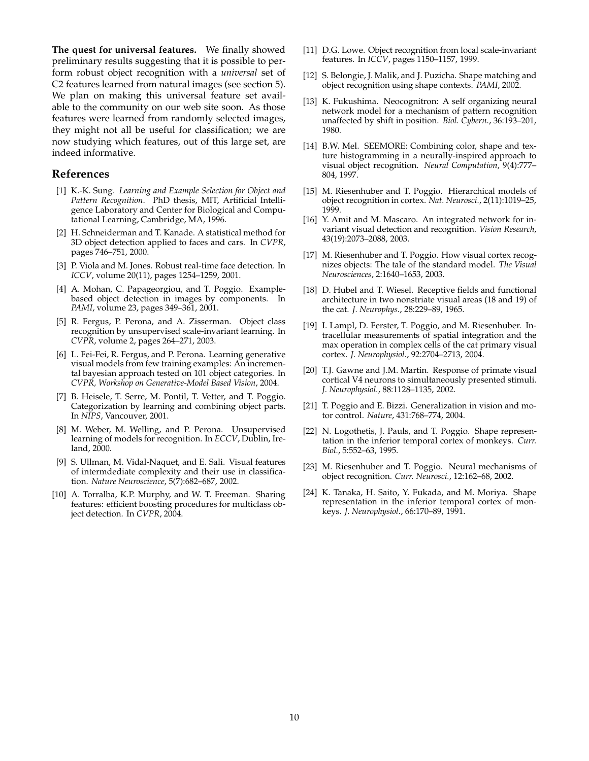**The quest for universal features.** We finally showed preliminary results suggesting that it is possible to perform robust object recognition with a *universal* set of C2 features learned from natural images (see section 5). We plan on making this universal feature set available to the community on our web site soon. As those features were learned from randomly selected images, they might not all be useful for classification; we are now studying which features, out of this large set, are indeed informative.

## References

[1] K.-K. Sung. *Learning and Example Selection for Object and Pattern Recognition*. PhD thesis, MIT, Artificial Intelligence Laboratory and Center for Biological and Computational Learning, Cambridge, MA, 1996.

[2] H. Schneiderman and T. Kanade. A statistical method for 3D object detection applied to faces and cars. In *CVPR*, pages 746–751, 2000.

[3] P. Viola and M. Jones. Robust real-time face detection. In *ICCV*, volume 20(11), pages 1254–1259, 2001.

[4] A. Mohan, C. Papageorgiou, and T. Poggio. Example-based object detection in images by components. In *PAMI*, volume 23, pages 349–361, 2001.

[5] R. Fergus, P. Perona, and A. Zisserman. Object class recognition by unsupervised scale-invariant learning. In *CVPR*, volume 2, pages 264–271, 2003.

[6] L. Fei-Fei, R. Fergus, and P. Perona. Learning generative visual models from few training examples: An incremental bayesian approach tested on 101 object categories. In *CVPR, Workshop on Generative-Model Based Vision*, 2004.

[7] B. Heisele, T. Serre, M. Pontil, T. Vetter, and T. Poggio. Categorization by learning and combining object parts. In *NIPS*, Vancouver, 2001.

[8] M. Weber, M. Welling, and P. Perona. Unsupervised learning of models for recognition. In *ECCV*, Dublin, Ireland, 2000.

[9] S. Ullman, M. Vidal-Naquet, and E. Sali. Visual features of intermdediate complexity and their use in classification. *Nature Neuroscience*, 5(7):682–687, 2002.

[10] A. Torralba, K.P. Murphy, and W. T. Freeman. Sharing features: efficient boosting procedures for multiclass object detection. In *CVPR*, 2004.

[11] D.G. Lowe. Object recognition from local scale-invariant features. In *ICCV*, pages 1150–1157, 1999.

[12] S. Belongie, J. Malik, and J. Puzicha. Shape matching and object recognition using shape contexts. *PAMI*, 2002.

[13] K. Fukushima. Neocognitron: A self organizing neural network model for a mechanism of pattern recognition unaffected by shift in position. *Biol. Cybern.*, 36:193–201, 1980.

[14] B.W. Mel. SEEMORE: Combining color, shape and texture histogramming in a neurally-inspired approach to visual object recognition. *Neural Computation*, 9(4):777–804, 1997.

[15] M. Riesenhuber and T. Poggio. Hierarchical models of object recognition in cortex. *Nat. Neurosci.*, 2(11):1019–25, 1999.

[16] Y. Amit and M. Mascaro. An integrated network for invariant visual detection and recognition. *Vision Research*, 43(19):2073–2088, 2003.

[17] M. Riesenhuber and T. Poggio. How visual cortex recognizes objects: The tale of the standard model. *The Visual Neurosciences*, 2:1640–1653, 2003.

[18] D. Hubel and T. Wiesel. Receptive fields and functional architecture in two nonstriate visual areas (18 and 19) of the cat. *J. Neurophys.*, 28:229–89, 1965.

[19] I. Lampl, D. Ferster, T. Poggio, and M. Riesenhuber. Intracellular measurements of spatial integration and the max operation in complex cells of the cat primary visual cortex. *J. Neurophysiol.*, 92:2704–2713, 2004.

[20] T.J. Gawne and J.M. Martin. Response of primate visual cortical V4 neurons to simultaneously presented stimuli. *J. Neurophysiol.*, 88:1128–1135, 2002.

[21] T. Poggio and E. Bizzi. Generalization in vision and motor control. *Nature*, 431:768–774, 2004.

[22] N. Logothetis, J. Pauls, and T. Poggio. Shape representation in the inferior temporal cortex of monkeys. *Curr. Biol.*, 5:552–63, 1995.

[23] M. Riesenhuber and T. Poggio. Neural mechanisms of object recognition. *Curr. Neurosci.*, 12:162–68, 2002.

[24] K. Tanaka, H. Saito, Y. Fukada, and M. Moriya. Shape representation in the inferior temporal cortex of monkeys. *J. Neurophysiol.*, 66:170–89, 1991.